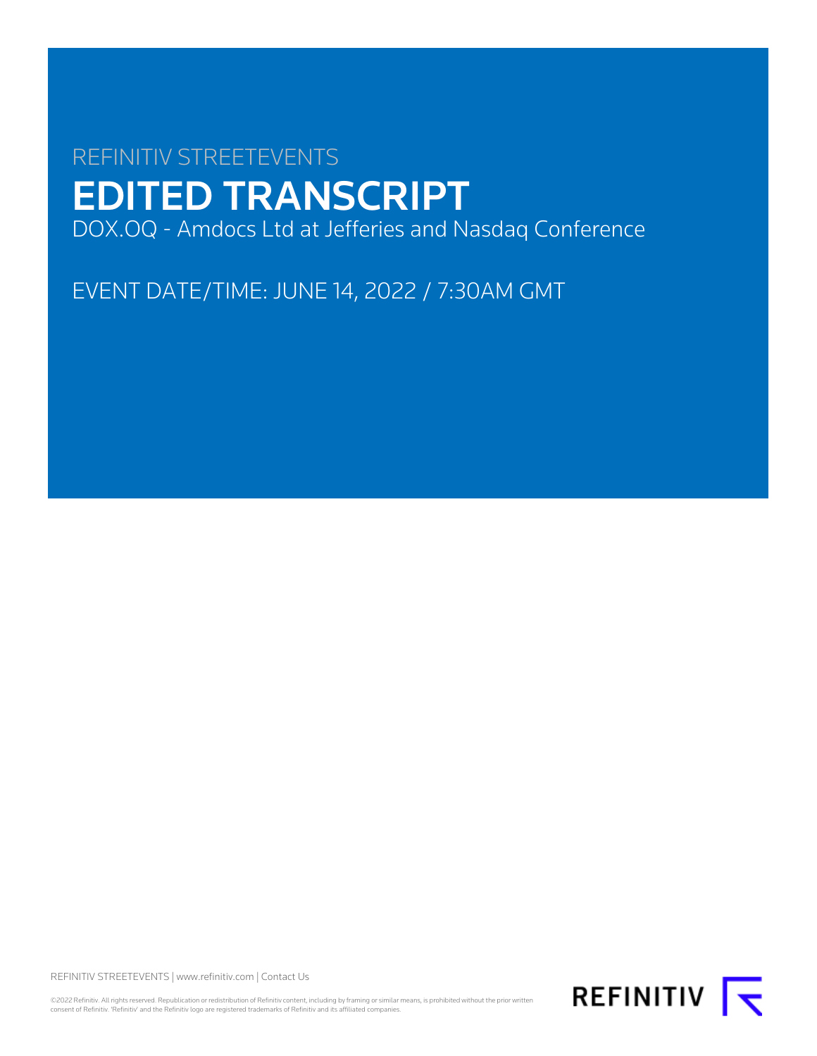REFINITIV STREETEVENTS

# EDITED TRANSCRIPT

DOX.OQ - Amdocs Ltd at Jefferies and Nasdaq Conference

EVENT DATE/TIME: JUNE 14, 2022 / 7:30AM GMT

REFINITIV STREETEVENTS | www.refinitiv.com | Contact Us

©2022 Refinitiv. All rights reserved. Republication or redistribution of Refinitiv content, including by framing or similar means, is prohibited without the prior written consent of Refinitiv. 'Refinitiv' and the Refinitiv logo are registered trademarks of Refinitiv and its affiliated companies.

REFINITIV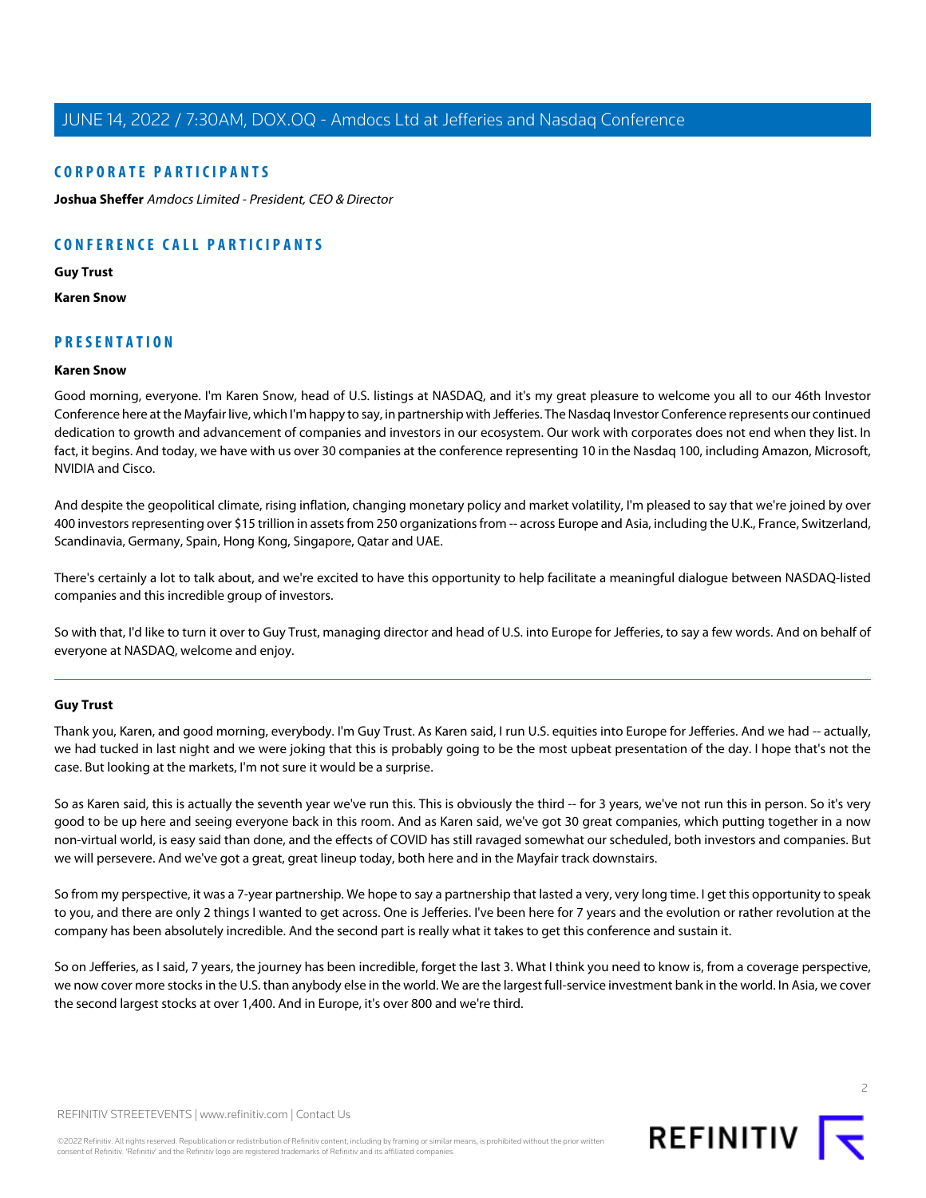## CORPORATE PARTICIPANTS

**Joshua Sheffer** *Amdocs Limited - President, CEO & Director*

## CONFERENCE CALL PARTICIPANTS

**Guy Trust**

**Karen Snow**

## PRESENTATION

### Karen Snow

Good morning, everyone. I'm Karen Snow, head of U.S. listings at NASDAQ, and it's my great pleasure to welcome you all to our 46th Investor Conference here at the Mayfair live, which I'm happy to say, in partnership with Jefferies. The Nasdaq Investor Conference represents our continued dedication to growth and advancement of companies and investors in our ecosystem. Our work with corporates does not end when they list. In fact, it begins. And today, we have with us over 30 companies at the conference representing 10 in the Nasdaq 100, including Amazon, Microsoft, NVIDIA and Cisco.

And despite the geopolitical climate, rising inflation, changing monetary policy and market volatility, I'm pleased to say that we're joined by over 400 investors representing over $15 trillion in assets from 250 organizations from -- across Europe and Asia, including the U.K., France, Switzerland, Scandinavia, Germany, Spain, Hong Kong, Singapore, Qatar and UAE.

There's certainly a lot to talk about, and we're excited to have this opportunity to help facilitate a meaningful dialogue between NASDAQ-listed companies and this incredible group of investors.

So with that, I'd like to turn it over to Guy Trust, managing director and head of U.S. into Europe for Jefferies, to say a few words. And on behalf of everyone at NASDAQ, welcome and enjoy.

---

### Guy Trust

Thank you, Karen, and good morning, everybody. I'm Guy Trust. As Karen said, I run U.S. equities into Europe for Jefferies. And we had -- actually, we had tucked in last night and we were joking that this is probably going to be the most upbeat presentation of the day. I hope that's not the case. But looking at the markets, I'm not sure it would be a surprise.

So as Karen said, this is actually the seventh year we've run this. This is obviously the third -- for 3 years, we've not run this in person. So it's very good to be up here and seeing everyone back in this room. And as Karen said, we've got 30 great companies, which putting together in a now non-virtual world, is easy said than done, and the effects of COVID has still ravaged somewhat our scheduled, both investors and companies. But we will persevere. And we've got a great, great lineup today, both here and in the Mayfair track downstairs.

So from my perspective, it was a 7-year partnership. We hope to say a partnership that lasted a very, very long time. I get this opportunity to speak to you, and there are only 2 things I wanted to get across. One is Jefferies. I've been here for 7 years and the evolution or rather revolution at the company has been absolutely incredible. And the second part is really what it takes to get this conference and sustain it.

So on Jefferies, as I said, 7 years, the journey has been incredible, forget the last 3. What I think you need to know is, from a coverage perspective, we now cover more stocks in the U.S. than anybody else in the world. We are the largest full-service investment bank in the world. In Asia, we cover the second largest stocks at over 1,400. And in Europe, it's over 800 and we're third.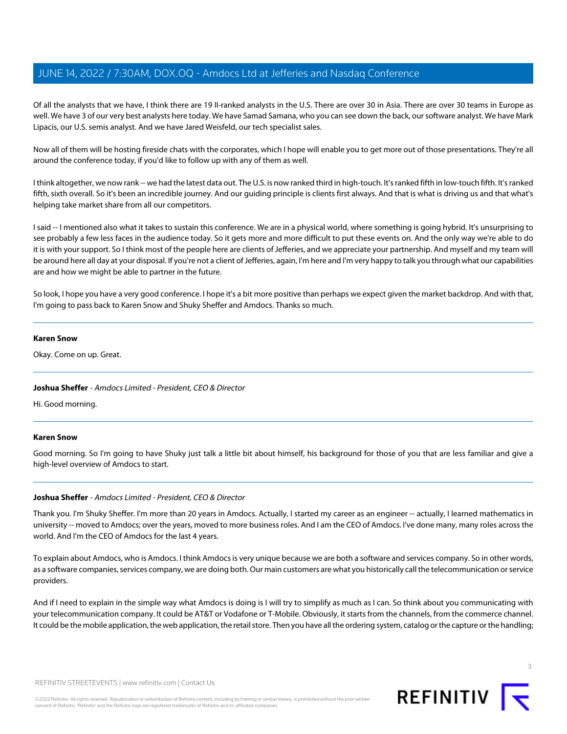Of all the analysts that we have, I think there are 19 II-ranked analysts in the U.S. There are over 30 in Asia. There are over 30 teams in Europe as well. We have 3 of our very best analysts here today. We have Samad Samana, who you can see down the back, our software analyst. We have Mark Lipacis, our U.S. semis analyst. And we have Jared Weisfeld, our tech specialist sales.

Now all of them will be hosting fireside chats with the corporates, which I hope will enable you to get more out of those presentations. They're all around the conference today, if you'd like to follow up with any of them as well.

I think altogether, we now rank -- we had the latest data out. The U.S. is now ranked third in high-touch. It's ranked fifth in low-touch fifth. It's ranked fifth, sixth overall. So it's been an incredible journey. And our guiding principle is clients first always. And that is what is driving us and that what's helping take market share from all our competitors.

I said -- I mentioned also what it takes to sustain this conference. We are in a physical world, where something is going hybrid. It's unsurprising to see probably a few less faces in the audience today. So it gets more and more difficult to put these events on. And the only way we're able to do it is with your support. So I think most of the people here are clients of Jefferies, and we appreciate your partnership. And myself and my team will be around here all day at your disposal. If you're not a client of Jefferies, again, I'm here and I'm very happy to talk you through what our capabilities are and how we might be able to partner in the future.

So look, I hope you have a very good conference. I hope it's a bit more positive than perhaps we expect given the market backdrop. And with that, I'm going to pass back to Karen Snow and Shuky Sheffer and Amdocs. Thanks so much.

---

**Karen Snow**

Okay. Come on up. Great.

---

**Joshua Sheffer** - *Amdocs Limited - President, CEO & Director*

Hi. Good morning.

---

**Karen Snow**

Good morning. So I'm going to have Shuky just talk a little bit about himself, his background for those of you that are less familiar and give a high-level overview of Amdocs to start.

---

**Joshua Sheffer** - *Amdocs Limited - President, CEO & Director*

Thank you. I'm Shuky Sheffer. I'm more than 20 years in Amdocs. Actually, I started my career as an engineer -- actually, I learned mathematics in university -- moved to Amdocs; over the years, moved to more business roles. And I am the CEO of Amdocs. I've done many, many roles across the world. And I'm the CEO of Amdocs for the last 4 years.

To explain about Amdocs, who is Amdocs. I think Amdocs is very unique because we are both a software and services company. So in other words, as a software companies, services company, we are doing both. Our main customers are what you historically call the telecommunication or service providers.

And if I need to explain in the simple way what Amdocs is doing is I will try to simplify as much as I can. So think about you communicating with your telecommunication company. It could be AT&T or Vodafone or T-Mobile. Obviously, it starts from the channels, from the commerce channel. It could be the mobile application, the web application, the retail store. Then you have all the ordering system, catalog or the capture or the handling;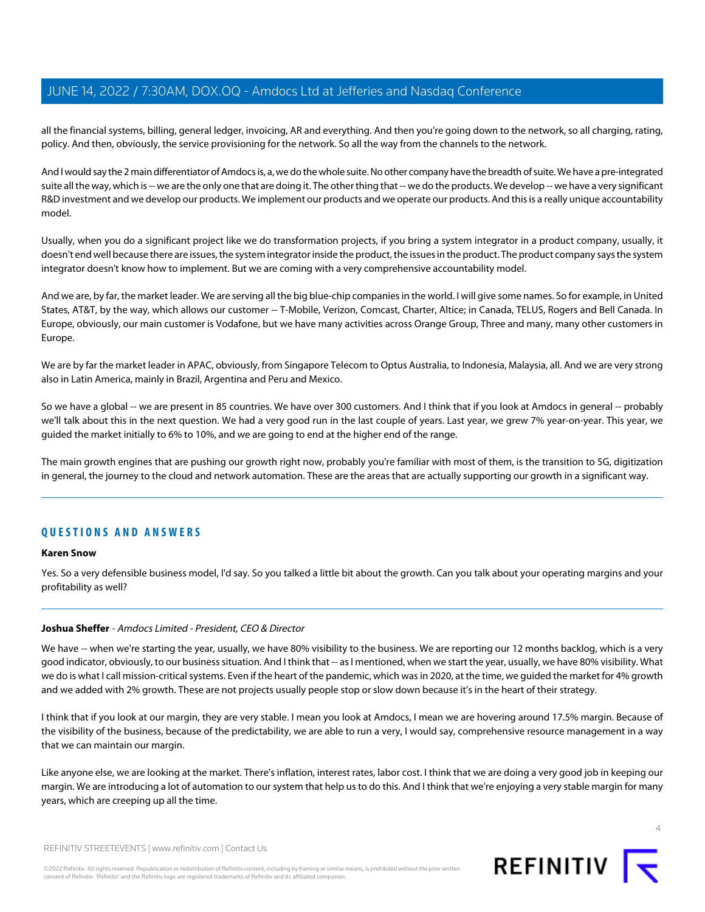all the financial systems, billing, general ledger, invoicing, AR and everything. And then you're going down to the network, so all charging, rating, policy. And then, obviously, the service provisioning for the network. So all the way from the channels to the network.

And I would say the 2 main differentiator of Amdocs is, a, we do the whole suite. No other company have the breadth of suite. We have a pre-integrated suite all the way, which is -- we are the only one that are doing it. The other thing that -- we do the products. We develop -- we have a very significant R&D investment and we develop our products. We implement our products and we operate our products. And this is a really unique accountability model.

Usually, when you do a significant project like we do transformation projects, if you bring a system integrator in a product company, usually, it doesn't end well because there are issues, the system integrator inside the product, the issues in the product. The product company says the system integrator doesn't know how to implement. But we are coming with a very comprehensive accountability model.

And we are, by far, the market leader. We are serving all the big blue-chip companies in the world. I will give some names. So for example, in United States, AT&T, by the way, which allows our customer -- T-Mobile, Verizon, Comcast, Charter, Altice; in Canada, TELUS, Rogers and Bell Canada. In Europe, obviously, our main customer is Vodafone, but we have many activities across Orange Group, Three and many, many other customers in Europe.

We are by far the market leader in APAC, obviously, from Singapore Telecom to Optus Australia, to Indonesia, Malaysia, all. And we are very strong also in Latin America, mainly in Brazil, Argentina and Peru and Mexico.

So we have a global -- we are present in 85 countries. We have over 300 customers. And I think that if you look at Amdocs in general -- probably we'll talk about this in the next question. We had a very good run in the last couple of years. Last year, we grew 7% year-on-year. This year, we guided the market initially to 6% to 10%, and we are going to end at the higher end of the range.

The main growth engines that are pushing our growth right now, probably you're familiar with most of them, is the transition to 5G, digitization in general, the journey to the cloud and network automation. These are the areas that are actually supporting our growth in a significant way.

## QUESTIONS AND ANSWERS

**Karen Snow**

Yes. So a very defensible business model, I'd say. So you talked a little bit about the growth. Can you talk about your operating margins and your profitability as well?

**Joshua Sheffer** - *Amdocs Limited - President, CEO & Director*

We have -- when we're starting the year, usually, we have 80% visibility to the business. We are reporting our 12 months backlog, which is a very good indicator, obviously, to our business situation. And I think that -- as I mentioned, when we start the year, usually, we have 80% visibility. What we do is what I call mission-critical systems. Even if the heart of the pandemic, which was in 2020, at the time, we guided the market for 4% growth and we added with 2% growth. These are not projects usually people stop or slow down because it's in the heart of their strategy.

I think that if you look at our margin, they are very stable. I mean you look at Amdocs, I mean we are hovering around 17.5% margin. Because of the visibility of the business, because of the predictability, we are able to run a very, I would say, comprehensive resource management in a way that we can maintain our margin.

Like anyone else, we are looking at the market. There's inflation, interest rates, labor cost. I think that we are doing a very good job in keeping our margin. We are introducing a lot of automation to our system that help us to do this. And I think that we're enjoying a very stable margin for many years, which are creeping up all the time.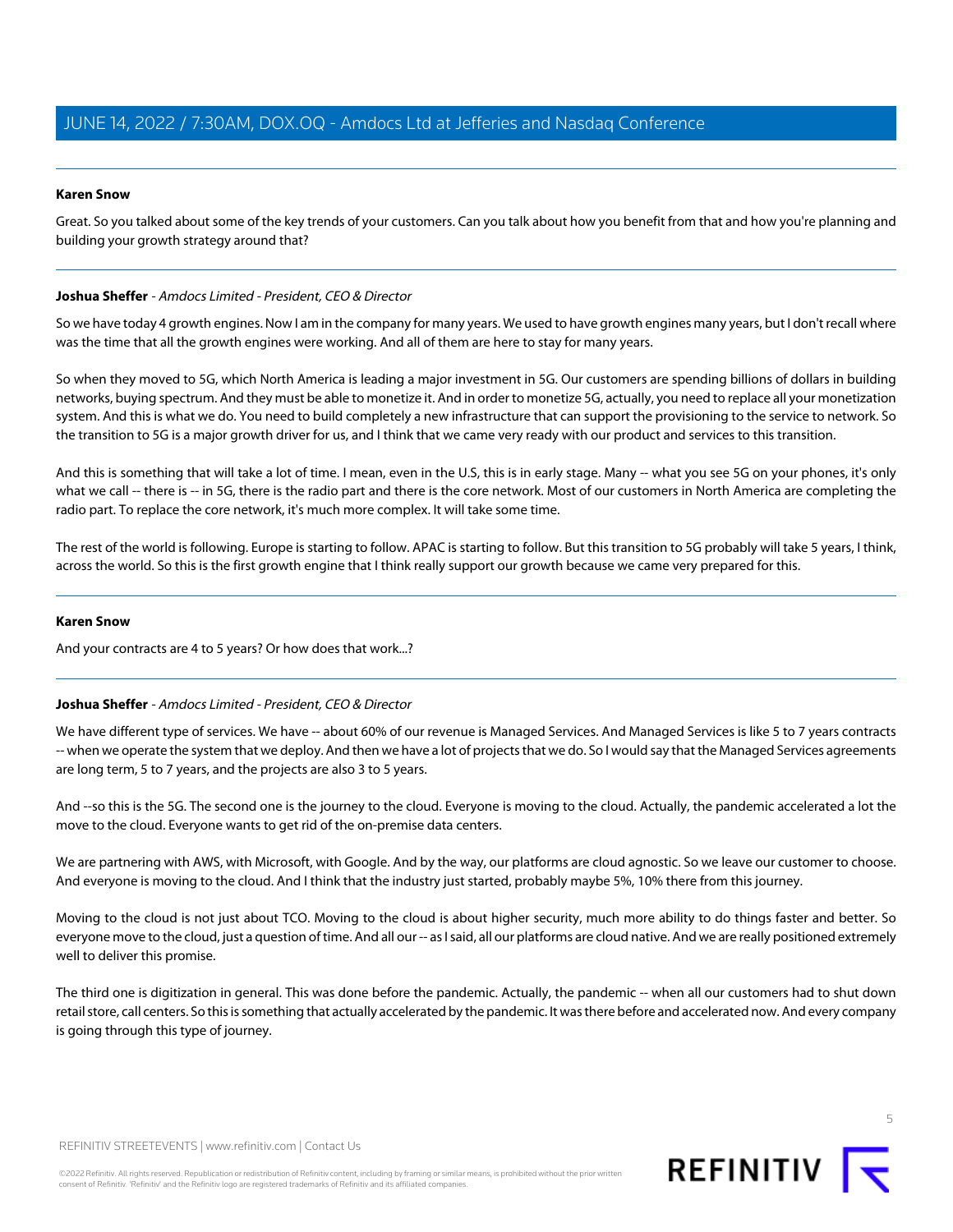**Karen Snow**

Great. So you talked about some of the key trends of your customers. Can you talk about how you benefit from that and how you're planning and building your growth strategy around that?

---

**Joshua Sheffer** - *Amdocs Limited - President, CEO & Director*

So we have today 4 growth engines. Now I am in the company for many years. We used to have growth engines many years, but I don't recall where was the time that all the growth engines were working. And all of them are here to stay for many years.

So when they moved to 5G, which North America is leading a major investment in 5G. Our customers are spending billions of dollars in building networks, buying spectrum. And they must be able to monetize it. And in order to monetize 5G, actually, you need to replace all your monetization system. And this is what we do. You need to build completely a new infrastructure that can support the provisioning to the service to network. So the transition to 5G is a major growth driver for us, and I think that we came very ready with our product and services to this transition.

And this is something that will take a lot of time. I mean, even in the U.S, this is in early stage. Many -- what you see 5G on your phones, it's only what we call -- there is -- in 5G, there is the radio part and there is the core network. Most of our customers in North America are completing the radio part. To replace the core network, it's much more complex. It will take some time.

The rest of the world is following. Europe is starting to follow. APAC is starting to follow. But this transition to 5G probably will take 5 years, I think, across the world. So this is the first growth engine that I think really support our growth because we came very prepared for this.

---

**Karen Snow**

And your contracts are 4 to 5 years? Or how does that work...?

---

**Joshua Sheffer** - *Amdocs Limited - President, CEO & Director*

We have different type of services. We have -- about 60% of our revenue is Managed Services. And Managed Services is like 5 to 7 years contracts -- when we operate the system that we deploy. And then we have a lot of projects that we do. So I would say that the Managed Services agreements are long term, 5 to 7 years, and the projects are also 3 to 5 years.

And --so this is the 5G. The second one is the journey to the cloud. Everyone is moving to the cloud. Actually, the pandemic accelerated a lot the move to the cloud. Everyone wants to get rid of the on-premise data centers.

We are partnering with AWS, with Microsoft, with Google. And by the way, our platforms are cloud agnostic. So we leave our customer to choose. And everyone is moving to the cloud. And I think that the industry just started, probably maybe 5%, 10% there from this journey.

Moving to the cloud is not just about TCO. Moving to the cloud is about higher security, much more ability to do things faster and better. So everyone move to the cloud, just a question of time. And all our -- as I said, all our platforms are cloud native. And we are really positioned extremely well to deliver this promise.

The third one is digitization in general. This was done before the pandemic. Actually, the pandemic -- when all our customers had to shut down retail store, call centers. So this is something that actually accelerated by the pandemic. It was there before and accelerated now. And every company is going through this type of journey.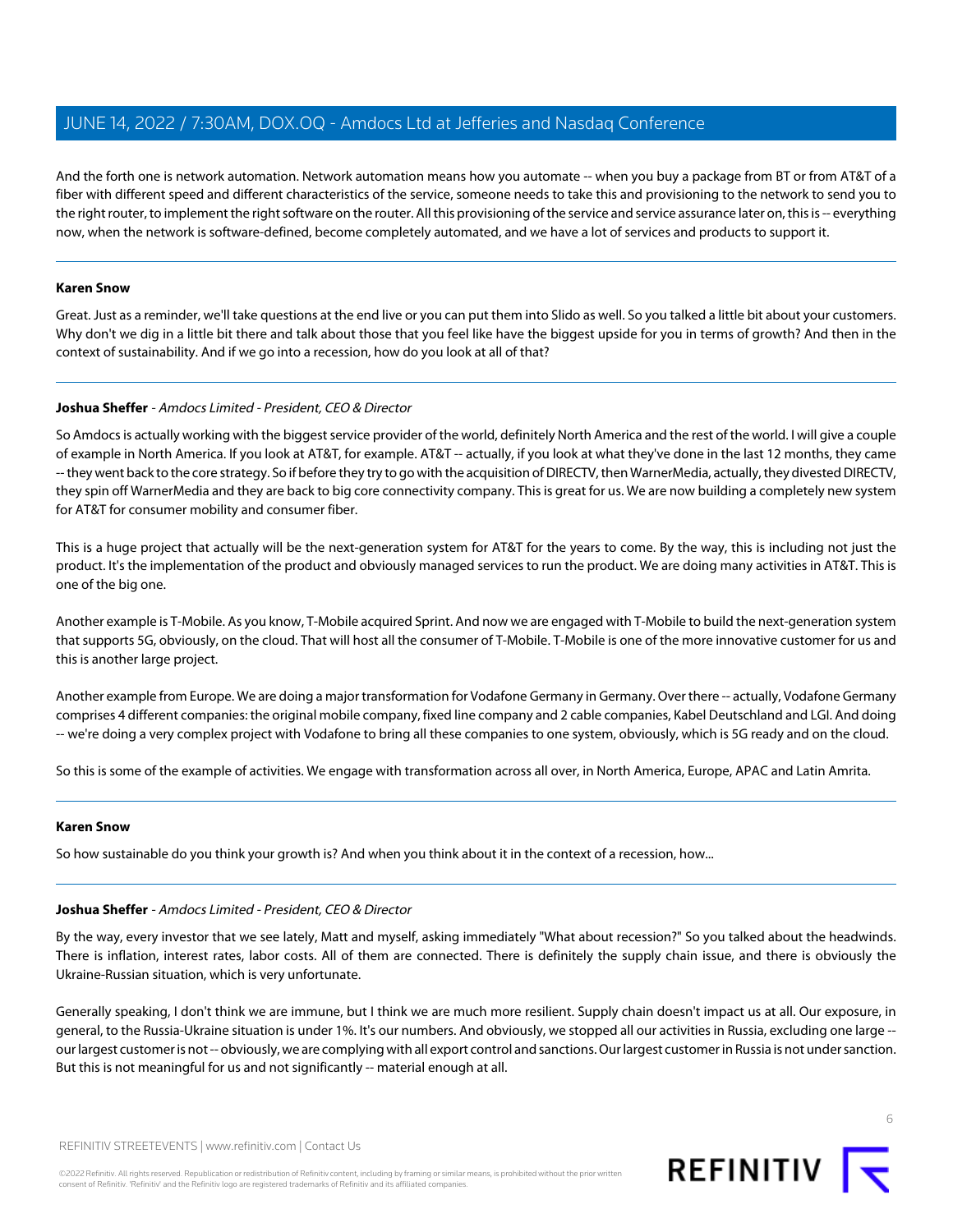And the forth one is network automation. Network automation means how you automate -- when you buy a package from BT or from AT&T of a fiber with different speed and different characteristics of the service, someone needs to take this and provisioning to the network to send you to the right router, to implement the right software on the router. All this provisioning of the service and service assurance later on, this is -- everything now, when the network is software-defined, become completely automated, and we have a lot of services and products to support it.

---

**Karen Snow**

Great. Just as a reminder, we'll take questions at the end live or you can put them into Slido as well. So you talked a little bit about your customers. Why don't we dig in a little bit there and talk about those that you feel like have the biggest upside for you in terms of growth? And then in the context of sustainability. And if we go into a recession, how do you look at all of that?

---

**Joshua Sheffer** - *Amdocs Limited - President, CEO & Director*

So Amdocs is actually working with the biggest service provider of the world, definitely North America and the rest of the world. I will give a couple of example in North America. If you look at AT&T, for example. AT&T -- actually, if you look at what they've done in the last 12 months, they came -- they went back to the core strategy. So if before they try to go with the acquisition of DIRECTV, then WarnerMedia, actually, they divested DIRECTV, they spin off WarnerMedia and they are back to big core connectivity company. This is great for us. We are now building a completely new system for AT&T for consumer mobility and consumer fiber.

This is a huge project that actually will be the next-generation system for AT&T for the years to come. By the way, this is including not just the product. It's the implementation of the product and obviously managed services to run the product. We are doing many activities in AT&T. This is one of the big one.

Another example is T-Mobile. As you know, T-Mobile acquired Sprint. And now we are engaged with T-Mobile to build the next-generation system that supports 5G, obviously, on the cloud. That will host all the consumer of T-Mobile. T-Mobile is one of the more innovative customer for us and this is another large project.

Another example from Europe. We are doing a major transformation for Vodafone Germany in Germany. Over there -- actually, Vodafone Germany comprises 4 different companies: the original mobile company, fixed line company and 2 cable companies, Kabel Deutschland and LGI. And doing -- we're doing a very complex project with Vodafone to bring all these companies to one system, obviously, which is 5G ready and on the cloud.

So this is some of the example of activities. We engage with transformation across all over, in North America, Europe, APAC and Latin Amrita.

---

**Karen Snow**

So how sustainable do you think your growth is? And when you think about it in the context of a recession, how...

---

**Joshua Sheffer** - *Amdocs Limited - President, CEO & Director*

By the way, every investor that we see lately, Matt and myself, asking immediately "What about recession?" So you talked about the headwinds. There is inflation, interest rates, labor costs. All of them are connected. There is definitely the supply chain issue, and there is obviously the Ukraine-Russian situation, which is very unfortunate.

Generally speaking, I don't think we are immune, but I think we are much more resilient. Supply chain doesn't impact us at all. Our exposure, in general, to the Russia-Ukraine situation is under 1%. It's our numbers. And obviously, we stopped all our activities in Russia, excluding one large -- our largest customer is not -- obviously, we are complying with all export control and sanctions. Our largest customer in Russia is not under sanction. But this is not meaningful for us and not significantly -- material enough at all.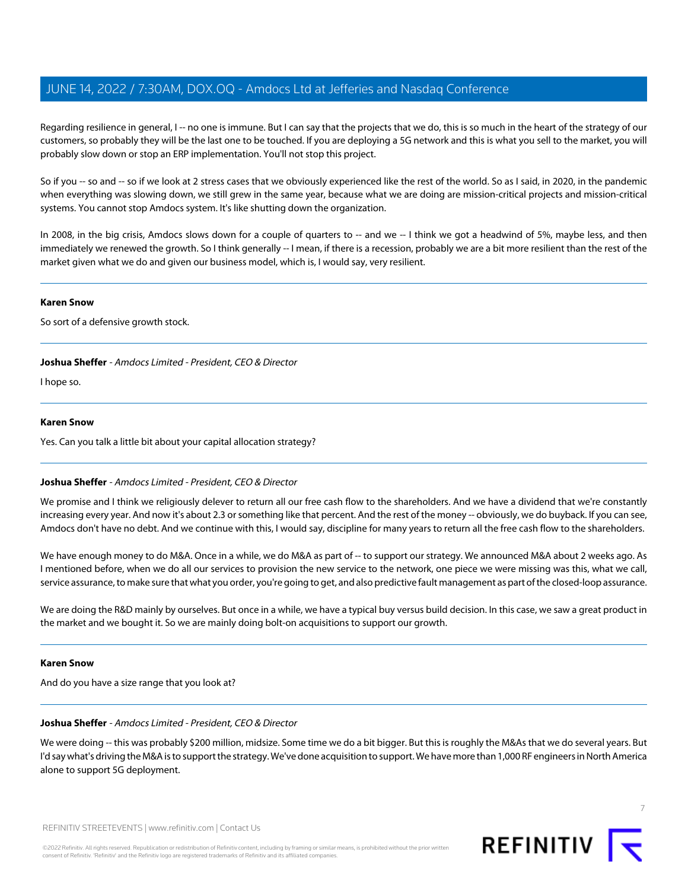Regarding resilience in general, I -- no one is immune. But I can say that the projects that we do, this is so much in the heart of the strategy of our customers, so probably they will be the last one to be touched. If you are deploying a 5G network and this is what you sell to the market, you will probably slow down or stop an ERP implementation. You'll not stop this project.

So if you -- so and -- so if we look at 2 stress cases that we obviously experienced like the rest of the world. So as I said, in 2020, in the pandemic when everything was slowing down, we still grew in the same year, because what we are doing are mission-critical projects and mission-critical systems. You cannot stop Amdocs system. It's like shutting down the organization.

In 2008, in the big crisis, Amdocs slows down for a couple of quarters to -- and we -- I think we got a headwind of 5%, maybe less, and then immediately we renewed the growth. So I think generally -- I mean, if there is a recession, probably we are a bit more resilient than the rest of the market given what we do and given our business model, which is, I would say, very resilient.

---

**Karen Snow**

So sort of a defensive growth stock.

---

**Joshua Sheffer** - *Amdocs Limited - President, CEO & Director*

I hope so.

---

**Karen Snow**

Yes. Can you talk a little bit about your capital allocation strategy?

---

**Joshua Sheffer** - *Amdocs Limited - President, CEO & Director*

We promise and I think we religiously delever to return all our free cash flow to the shareholders. And we have a dividend that we're constantly increasing every year. And now it's about 2.3 or something like that percent. And the rest of the money -- obviously, we do buyback. If you can see, Amdocs don't have no debt. And we continue with this, I would say, discipline for many years to return all the free cash flow to the shareholders.

We have enough money to do M&A. Once in a while, we do M&A as part of -- to support our strategy. We announced M&A about 2 weeks ago. As I mentioned before, when we do all our services to provision the new service to the network, one piece we were missing was this, what we call, service assurance, to make sure that what you order, you're going to get, and also predictive fault management as part of the closed-loop assurance.

We are doing the R&D mainly by ourselves. But once in a while, we have a typical buy versus build decision. In this case, we saw a great product in the market and we bought it. So we are mainly doing bolt-on acquisitions to support our growth.

---

**Karen Snow**

And do you have a size range that you look at?

---

**Joshua Sheffer** - *Amdocs Limited - President, CEO & Director*

We were doing -- this was probably $200 million, midsize. Some time we do a bit bigger. But this is roughly the M&As that we do several years. But I'd say what's driving the M&A is to support the strategy. We've done acquisition to support. We have more than 1,000 RF engineers in North America alone to support 5G deployment.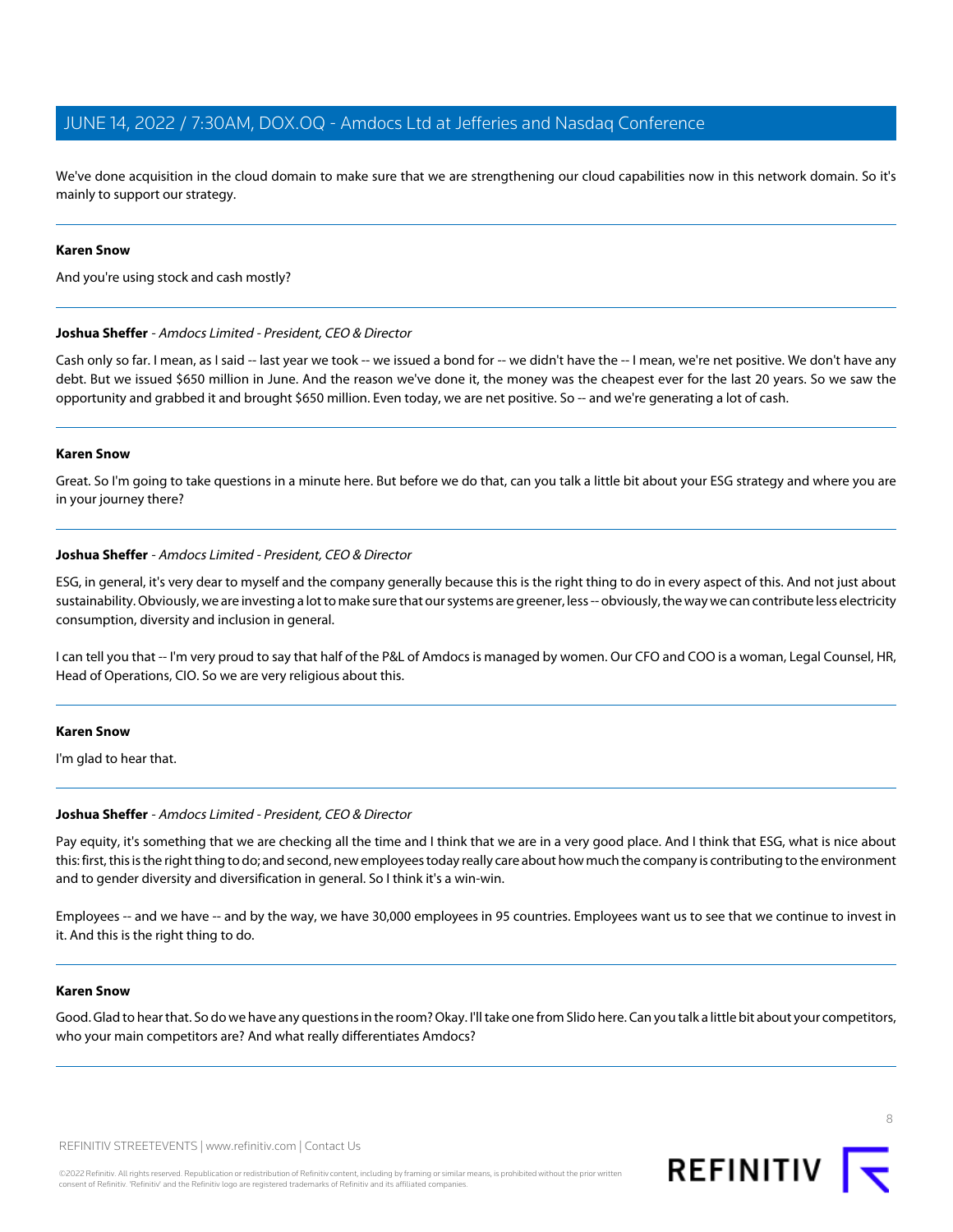We've done acquisition in the cloud domain to make sure that we are strengthening our cloud capabilities now in this network domain. So it's mainly to support our strategy.

---

**Karen Snow**

And you're using stock and cash mostly?

---

**Joshua Sheffer** - *Amdocs Limited - President, CEO & Director*

Cash only so far. I mean, as I said -- last year we took -- we issued a bond for -- we didn't have the -- I mean, we're net positive. We don't have any debt. But we issued $650 million in June. And the reason we've done it, the money was the cheapest ever for the last 20 years. So we saw the opportunity and grabbed it and brought $650 million. Even today, we are net positive. So -- and we're generating a lot of cash.

---

**Karen Snow**

Great. So I'm going to take questions in a minute here. But before we do that, can you talk a little bit about your ESG strategy and where you are in your journey there?

---

**Joshua Sheffer** - *Amdocs Limited - President, CEO & Director*

ESG, in general, it's very dear to myself and the company generally because this is the right thing to do in every aspect of this. And not just about sustainability. Obviously, we are investing a lot to make sure that our systems are greener, less -- obviously, the way we can contribute less electricity consumption, diversity and inclusion in general.

I can tell you that -- I'm very proud to say that half of the P&L of Amdocs is managed by women. Our CFO and COO is a woman, Legal Counsel, HR, Head of Operations, CIO. So we are very religious about this.

---

**Karen Snow**

I'm glad to hear that.

---

**Joshua Sheffer** - *Amdocs Limited - President, CEO & Director*

Pay equity, it's something that we are checking all the time and I think that we are in a very good place. And I think that ESG, what is nice about this: first, this is the right thing to do; and second, new employees today really care about how much the company is contributing to the environment and to gender diversity and diversification in general. So I think it's a win-win.

Employees -- and we have -- and by the way, we have 30,000 employees in 95 countries. Employees want us to see that we continue to invest in it. And this is the right thing to do.

---

**Karen Snow**

Good. Glad to hear that. So do we have any questions in the room? Okay. I'll take one from Slido here. Can you talk a little bit about your competitors, who your main competitors are? And what really differentiates Amdocs?

---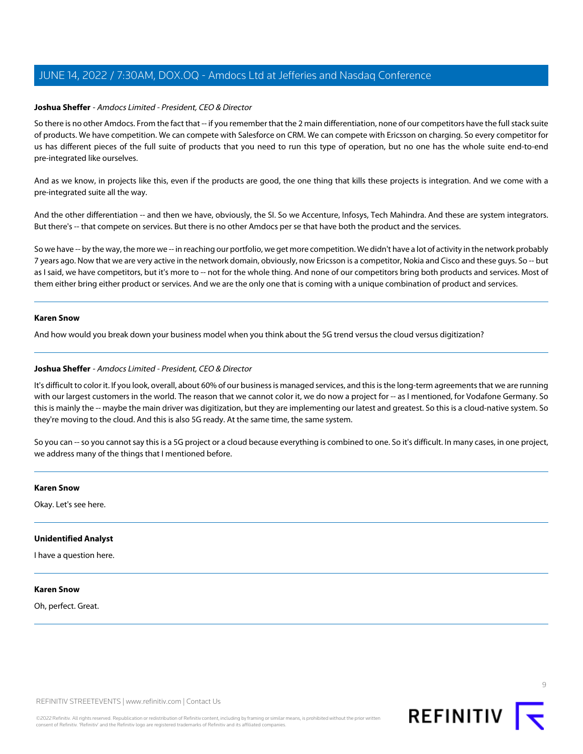**Joshua Sheffer** - *Amdocs Limited - President, CEO & Director*

So there is no other Amdocs. From the fact that -- if you remember that the 2 main differentiation, none of our competitors have the full stack suite of products. We have competition. We can compete with Salesforce on CRM. We can compete with Ericsson on charging. So every competitor for us has different pieces of the full suite of products that you need to run this type of operation, but no one has the whole suite end-to-end pre-integrated like ourselves.

And as we know, in projects like this, even if the products are good, the one thing that kills these projects is integration. And we come with a pre-integrated suite all the way.

And the other differentiation -- and then we have, obviously, the SI. So we Accenture, Infosys, Tech Mahindra. And these are system integrators. But there's -- that compete on services. But there is no other Amdocs per se that have both the product and the services.

So we have -- by the way, the more we -- in reaching our portfolio, we get more competition. We didn't have a lot of activity in the network probably 7 years ago. Now that we are very active in the network domain, obviously, now Ericsson is a competitor, Nokia and Cisco and these guys. So -- but as I said, we have competitors, but it's more to -- not for the whole thing. And none of our competitors bring both products and services. Most of them either bring either product or services. And we are the only one that is coming with a unique combination of product and services.

---

**Karen Snow**

And how would you break down your business model when you think about the 5G trend versus the cloud versus digitization?

---

**Joshua Sheffer** - *Amdocs Limited - President, CEO & Director*

It's difficult to color it. If you look, overall, about 60% of our business is managed services, and this is the long-term agreements that we are running with our largest customers in the world. The reason that we cannot color it, we do now a project for -- as I mentioned, for Vodafone Germany. So this is mainly the -- maybe the main driver was digitization, but they are implementing our latest and greatest. So this is a cloud-native system. So they're moving to the cloud. And this is also 5G ready. At the same time, the same system.

So you can -- so you cannot say this is a 5G project or a cloud because everything is combined to one. So it's difficult. In many cases, in one project, we address many of the things that I mentioned before.

---

**Karen Snow**

Okay. Let's see here.

---

**Unidentified Analyst**

I have a question here.

---

**Karen Snow**

Oh, perfect. Great.

---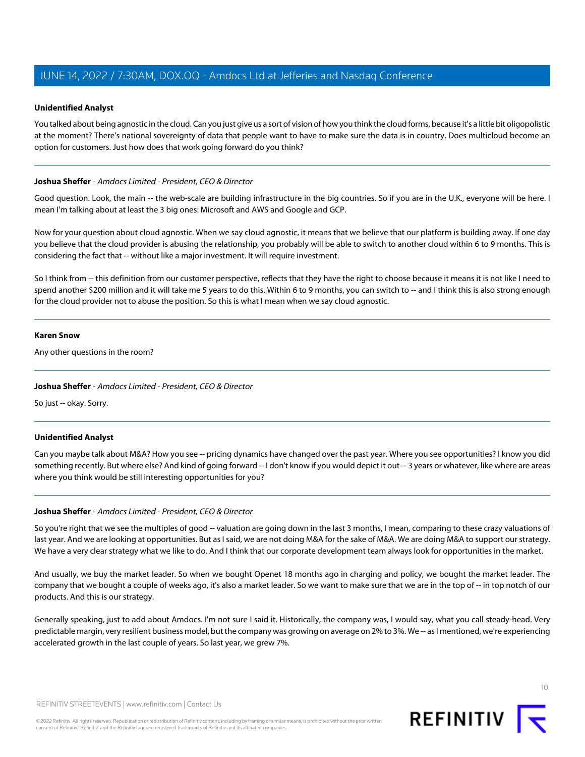**Unidentified Analyst**

You talked about being agnostic in the cloud. Can you just give us a sort of vision of how you think the cloud forms, because it's a little bit oligopolistic at the moment? There's national sovereignty of data that people want to have to make sure the data is in country. Does multicloud become an option for customers. Just how does that work going forward do you think?

---

**Joshua Sheffer** - *Amdocs Limited - President, CEO & Director*

Good question. Look, the main -- the web-scale are building infrastructure in the big countries. So if you are in the U.K., everyone will be here. I mean I'm talking about at least the 3 big ones: Microsoft and AWS and Google and GCP.

Now for your question about cloud agnostic. When we say cloud agnostic, it means that we believe that our platform is building away. If one day you believe that the cloud provider is abusing the relationship, you probably will be able to switch to another cloud within 6 to 9 months. This is considering the fact that -- without like a major investment. It will require investment.

So I think from -- this definition from our customer perspective, reflects that they have the right to choose because it means it is not like I need to spend another $200 million and it will take me 5 years to do this. Within 6 to 9 months, you can switch to -- and I think this is also strong enough for the cloud provider not to abuse the position. So this is what I mean when we say cloud agnostic.

---

**Karen Snow**

Any other questions in the room?

---

**Joshua Sheffer** - *Amdocs Limited - President, CEO & Director*

So just -- okay. Sorry.

---

**Unidentified Analyst**

Can you maybe talk about M&A? How you see -- pricing dynamics have changed over the past year. Where you see opportunities? I know you did something recently. But where else? And kind of going forward -- I don't know if you would depict it out -- 3 years or whatever, like where are areas where you think would be still interesting opportunities for you?

---

**Joshua Sheffer** - *Amdocs Limited - President, CEO & Director*

So you're right that we see the multiples of good -- valuation are going down in the last 3 months, I mean, comparing to these crazy valuations of last year. And we are looking at opportunities. But as I said, we are not doing M&A for the sake of M&A. We are doing M&A to support our strategy. We have a very clear strategy what we like to do. And I think that our corporate development team always look for opportunities in the market.

And usually, we buy the market leader. So when we bought Openet 18 months ago in charging and policy, we bought the market leader. The company that we bought a couple of weeks ago, it's also a market leader. So we want to make sure that we are in the top of -- in top notch of our products. And this is our strategy.

Generally speaking, just to add about Amdocs. I'm not sure I said it. Historically, the company was, I would say, what you call steady-head. Very predictable margin, very resilient business model, but the company was growing on average on 2% to 3%. We -- as I mentioned, we're experiencing accelerated growth in the last couple of years. So last year, we grew 7%.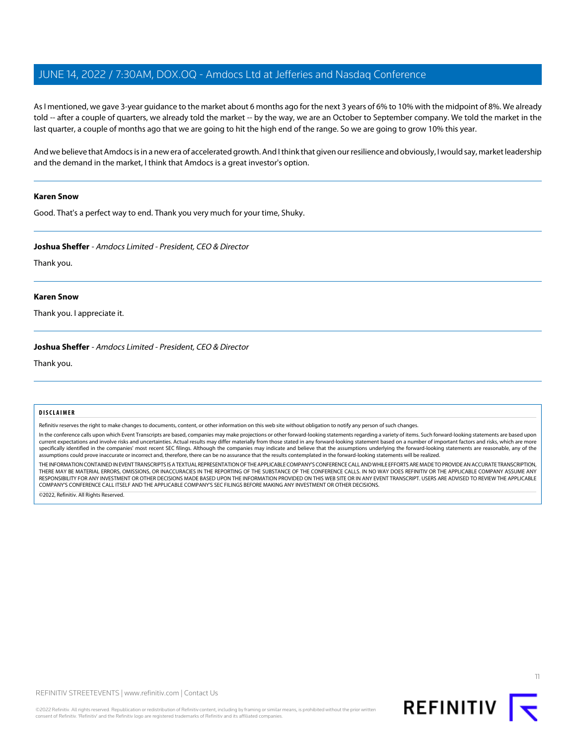As I mentioned, we gave 3-year guidance to the market about 6 months ago for the next 3 years of 6% to 10% with the midpoint of 8%. We already told -- after a couple of quarters, we already told the market -- by the way, we are an October to September company. We told the market in the last quarter, a couple of months ago that we are going to hit the high end of the range. So we are going to grow 10% this year.

And we believe that Amdocs is in a new era of accelerated growth. And I think that given our resilience and obviously, I would say, market leadership and the demand in the market, I think that Amdocs is a great investor's option.

---

**Karen Snow**

Good. That's a perfect way to end. Thank you very much for your time, Shuky.

---

**Joshua Sheffer** - *Amdocs Limited - President, CEO & Director*

Thank you.

---

**Karen Snow**

Thank you. I appreciate it.

---

**Joshua Sheffer** - *Amdocs Limited - President, CEO & Director*

Thank you.

---

**DISCLAIMER**

Refinitiv reserves the right to make changes to documents, content, or other information on this web site without obligation to notify any person of such changes.

In the conference calls upon which Event Transcripts are based, companies may make projections or other forward-looking statements regarding a variety of items. Such forward-looking statements are based upon current expectations and involve risks and uncertainties. Actual results may differ materially from those stated in any forward-looking statement based on a number of important factors and risks, which are more specifically identified in the companies' most recent SEC filings. Although the companies may indicate and believe that the assumptions underlying the forward-looking statements are reasonable, any of the assumptions could prove inaccurate or incorrect and, therefore, there can be no assurance that the results contemplated in the forward-looking statements will be realized.

THE INFORMATION CONTAINED IN EVENT TRANSCRIPTS IS A TEXTUAL REPRESENTATION OF THE APPLICABLE COMPANY'S CONFERENCE CALL AND WHILE EFFORTS ARE MADE TO PROVIDE AN ACCURATE TRANSCRIPTION, THERE MAY BE MATERIAL ERRORS, OMISSIONS, OR INACCURACIES IN THE REPORTING OF THE SUBSTANCE OF THE CONFERENCE CALLS. IN NO WAY DOES REFINITIV OR THE APPLICABLE COMPANY ASSUME ANY RESPONSIBILITY FOR ANY INVESTMENT OR OTHER DECISIONS MADE BASED UPON THE INFORMATION PROVIDED ON THIS WEB SITE OR IN ANY EVENT TRANSCRIPT. USERS ARE ADVISED TO REVIEW THE APPLICABLE COMPANY'S CONFERENCE CALL ITSELF AND THE APPLICABLE COMPANY'S SEC FILINGS BEFORE MAKING ANY INVESTMENT OR OTHER DECISIONS.

©2022, Refinitiv. All Rights Reserved.